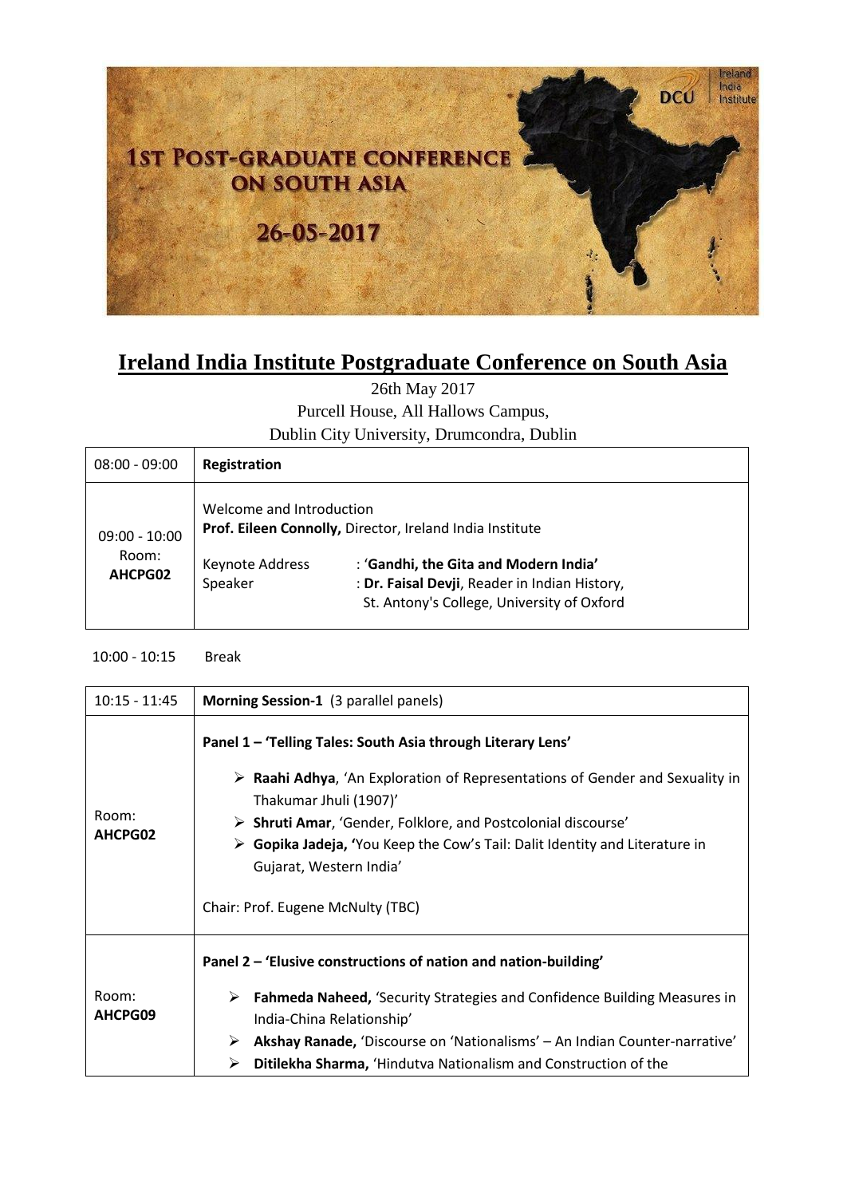1st Post-Graduate Conference on South Asia

26-05-2017

DCU | Ireland India Institute

# Ireland India Institute Postgraduate Conference on South Asia

26th May 2017
Purcell House, All Hallows Campus,
Dublin City University, Drumcondra, Dublin

| 08:00 - 09:00 | **Registration** |
|---|---|
| 09:00 - 10:00<br>Room:<br>**AHCPG02** | Welcome and Introduction<br>**Prof. Eileen Connolly,** Director, Ireland India Institute<br><br>Keynote Address : '**Gandhi, the Gita and Modern India'**<br>Speaker : **Dr. Faisal Devji**, Reader in Indian History, St. Antony's College, University of Oxford |

10:00 - 10:15 Break

| 10:15 - 11:45 | **Morning Session-1** (3 parallel panels) |
|---|---|
| Room:<br>**AHCPG02** | **Panel 1 – 'Telling Tales: South Asia through Literary Lens'**<br><br>➢ **Raahi Adhya**, 'An Exploration of Representations of Gender and Sexuality in Thakumar Jhuli (1907)'<br>➢ **Shruti Amar**, 'Gender, Folklore, and Postcolonial discourse'<br>➢ **Gopika Jadeja, '**You Keep the Cow's Tail: Dalit Identity and Literature in Gujarat, Western India'<br><br>Chair: Prof. Eugene McNulty (TBC) |
| Room:<br>**AHCPG09** | **Panel 2 – 'Elusive constructions of nation and nation-building'**<br><br>➢ **Fahmeda Naheed,** 'Security Strategies and Confidence Building Measures in India-China Relationship'<br>➢ **Akshay Ranade,** 'Discourse on 'Nationalisms' – An Indian Counter-narrative'<br>➢ **Ditilekha Sharma,** 'Hindutva Nationalism and Construction of the |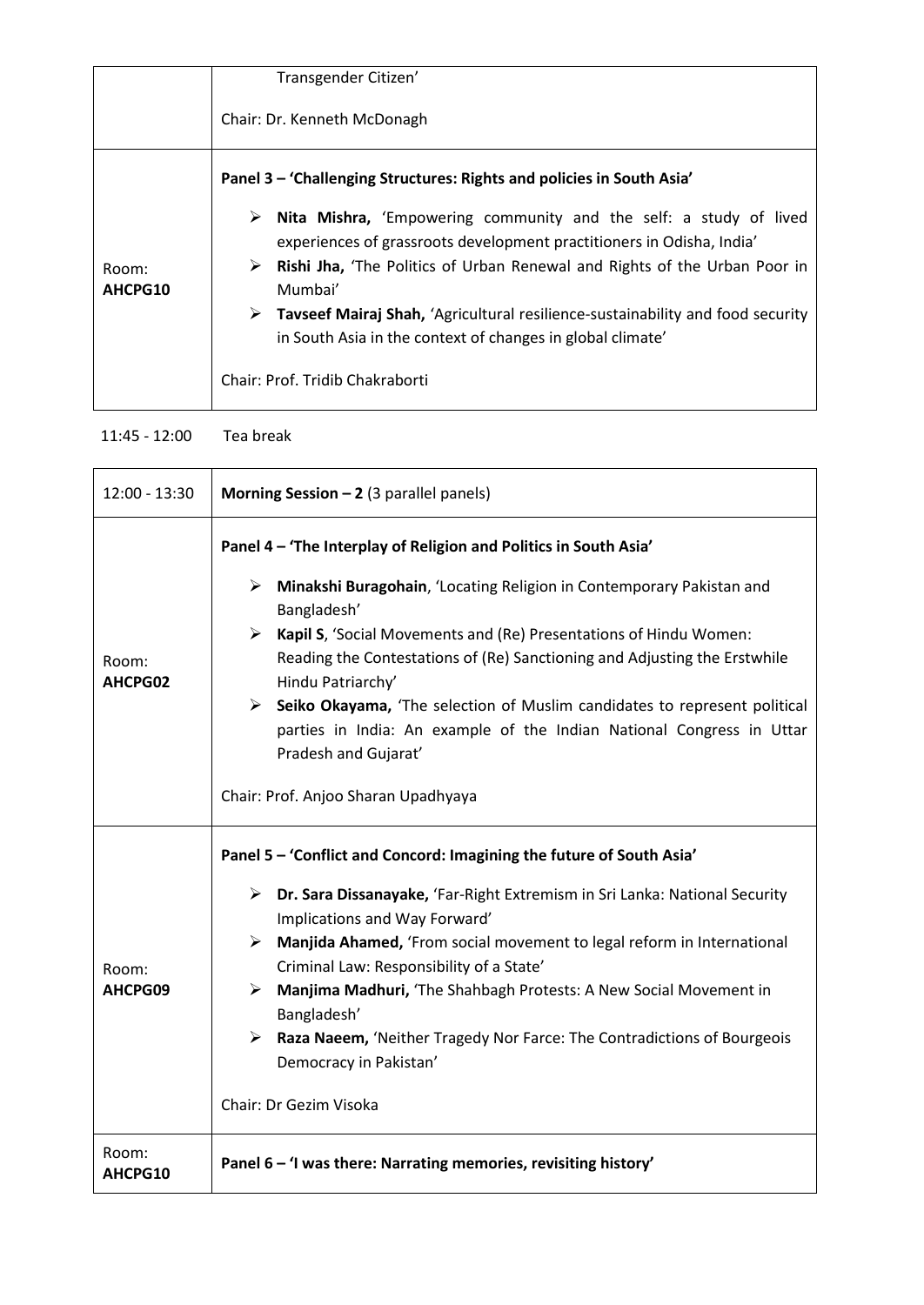| | |
|---|---|
| | Transgender Citizen'<br><br>Chair: Dr. Kenneth McDonagh |
| Room: **AHCPG10** | **Panel 3 – 'Challenging Structures: Rights and policies in South Asia'**<br><br>➢ **Nita Mishra,** 'Empowering community and the self: a study of lived experiences of grassroots development practitioners in Odisha, India'<br>➢ **Rishi Jha,** 'The Politics of Urban Renewal and Rights of the Urban Poor in Mumbai'<br>➢ **Tavseef Mairaj Shah,** 'Agricultural resilience-sustainability and food security in South Asia in the context of changes in global climate'<br><br>Chair: Prof. Tridib Chakraborti |

11:45 - 12:00 Tea break

| 12:00 - 13:30 | **Morning Session – 2** (3 parallel panels) |
|---|---|
| Room: **AHCPG02** | **Panel 4 – 'The Interplay of Religion and Politics in South Asia'**<br><br>➢ **Minakshi Buragohain**, 'Locating Religion in Contemporary Pakistan and Bangladesh'<br>➢ **Kapil S**, 'Social Movements and (Re) Presentations of Hindu Women: Reading the Contestations of (Re) Sanctioning and Adjusting the Erstwhile Hindu Patriarchy'<br>➢ **Seiko Okayama,** 'The selection of Muslim candidates to represent political parties in India: An example of the Indian National Congress in Uttar Pradesh and Gujarat'<br><br>Chair: Prof. Anjoo Sharan Upadhyaya |
| Room: **AHCPG09** | **Panel 5 – 'Conflict and Concord: Imagining the future of South Asia'**<br><br>➢ **Dr. Sara Dissanayake,** 'Far-Right Extremism in Sri Lanka: National Security Implications and Way Forward'<br>➢ **Manjida Ahamed,** 'From social movement to legal reform in International Criminal Law: Responsibility of a State'<br>➢ **Manjima Madhuri,** 'The Shahbagh Protests: A New Social Movement in Bangladesh'<br>➢ **Raza Naeem,** 'Neither Tragedy Nor Farce: The Contradictions of Bourgeois Democracy in Pakistan'<br><br>Chair: Dr Gezim Visoka |
| Room: **AHCPG10** | **Panel 6 – 'I was there: Narrating memories, revisiting history'** |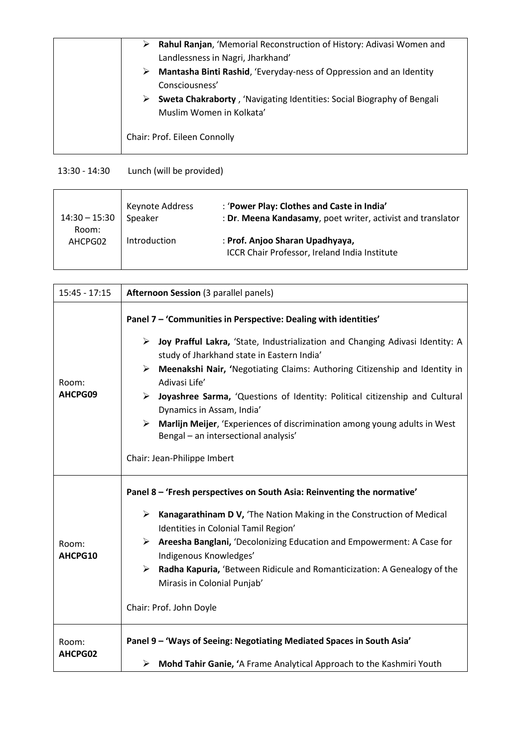| | |
|---|---|
| | ➢ **Rahul Ranjan**, 'Memorial Reconstruction of History: Adivasi Women and Landlessness in Nagri, Jharkhand'<br>➢ **Mantasha Binti Rashid**, 'Everyday-ness of Oppression and an Identity Consciousness'<br>➢ **Sweta Chakraborty** , 'Navigating Identities: Social Biography of Bengali Muslim Women in Kolkata'<br><br>Chair: Prof. Eileen Connolly |

13:30 - 14:30 Lunch (will be provided)

| | | |
|---|---|---|
| 14:30 – 15:30<br>Room:<br>AHCPG02 | Keynote Address<br>Speaker<br><br>Introduction | : '**Power Play: Clothes and Caste in India'**<br>: **Dr**. **Meena Kandasamy**, poet writer, activist and translator<br><br>: **Prof. Anjoo Sharan Upadhyaya,**<br>ICCR Chair Professor, Ireland India Institute |

| 15:45 - 17:15 | **Afternoon Session** (3 parallel panels) |
|---|---|
| Room:<br>**AHCPG09** | **Panel 7 – 'Communities in Perspective: Dealing with identities'**<br><br>➢ **Joy Prafful Lakra,** 'State, Industrialization and Changing Adivasi Identity: A study of Jharkhand state in Eastern India'<br>➢ **Meenakshi Nair, '**Negotiating Claims: Authoring Citizenship and Identity in Adivasi Life'<br>➢ **Joyashree Sarma,** 'Questions of Identity: Political citizenship and Cultural Dynamics in Assam, India'<br>➢ **Marlijn Meijer**, 'Experiences of discrimination among young adults in West Bengal – an intersectional analysis'<br><br>Chair: Jean-Philippe Imbert |
| Room:<br>**AHCPG10** | **Panel 8 – 'Fresh perspectives on South Asia: Reinventing the normative'**<br><br>➢ **Kanagarathinam D V,** 'The Nation Making in the Construction of Medical Identities in Colonial Tamil Region'<br>➢ **Areesha Banglani,** 'Decolonizing Education and Empowerment: A Case for Indigenous Knowledges'<br>➢ **Radha Kapuria,** 'Between Ridicule and Romanticization: A Genealogy of the Mirasis in Colonial Punjab'<br><br>Chair: Prof. John Doyle |
| Room:<br>**AHCPG02** | **Panel 9 – 'Ways of Seeing: Negotiating Mediated Spaces in South Asia'**<br><br>➢ **Mohd Tahir Ganie, '**A Frame Analytical Approach to the Kashmiri Youth |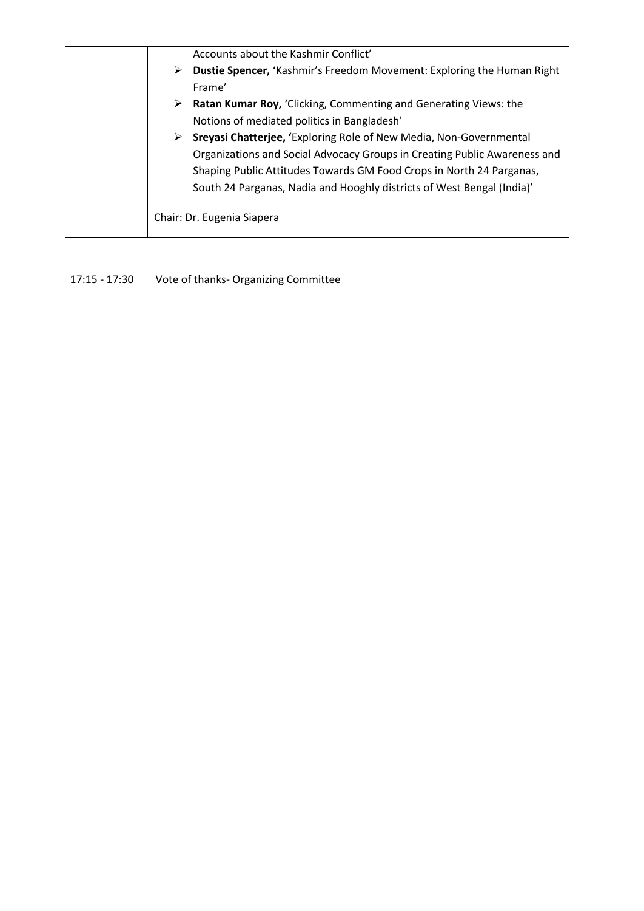| | |
|---|---|
| | Accounts about the Kashmir Conflict'<br>➢ **Dustie Spencer,** 'Kashmir's Freedom Movement: Exploring the Human Right Frame'<br>➢ **Ratan Kumar Roy,** 'Clicking, Commenting and Generating Views: the Notions of mediated politics in Bangladesh'<br>➢ **Sreyasi Chatterjee, '**Exploring Role of New Media, Non-Governmental Organizations and Social Advocacy Groups in Creating Public Awareness and Shaping Public Attitudes Towards GM Food Crops in North 24 Parganas, South 24 Parganas, Nadia and Hooghly districts of West Bengal (India)'<br><br>Chair: Dr. Eugenia Siapera |

17:15 - 17:30 Vote of thanks- Organizing Committee